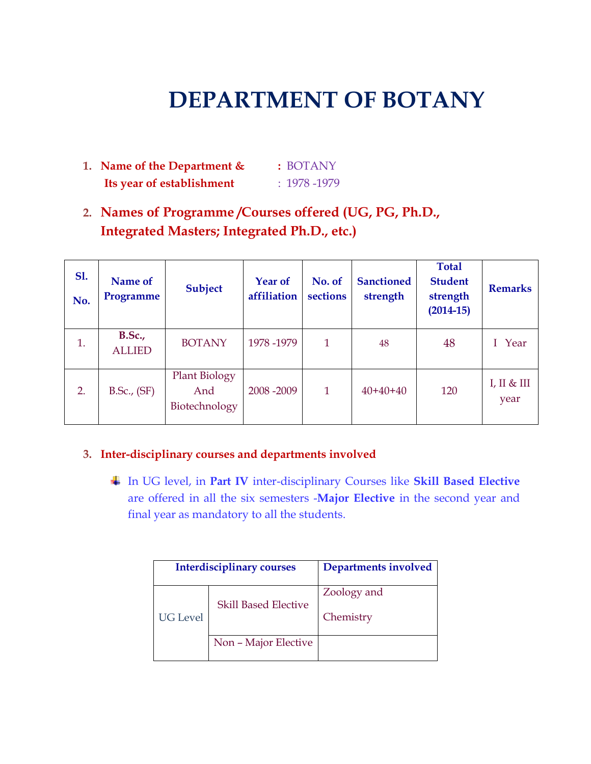# DEPARTMENT OF BOTANY

1. **Name of the Department &** : BOTANY
   **Its year of establishment** : 1978 -1979

2. **Names of Programme /Courses offered (UG, PG, Ph.D., Integrated Masters; Integrated Ph.D., etc.)**

| Sl. No. | Name of Programme | Subject | Year of affiliation | No. of sections | Sanctioned strength | Total Student strength (2014-15) | Remarks |
|---|---|---|---|---|---|---|---|
| 1. | **B.Sc.,** ALLIED | BOTANY | 1978 -1979 | 1 | 48 | 48 | I Year |
| 2. | B.Sc., (SF) | Plant Biology And Biotechnology | 2008 -2009 | 1 | 40+40+40 | 120 | I, II & III year |

3. **Inter-disciplinary courses and departments involved**

- In UG level, in **Part IV** inter-disciplinary Courses like **Skill Based Elective** are offered in all the six semesters -**Major Elective** in the second year and final year as mandatory to all the students.

| Interdisciplinary courses | | Departments involved |
|---|---|---|
| UG Level | Skill Based Elective | Zoology and Chemistry |
| | Non – Major Elective | |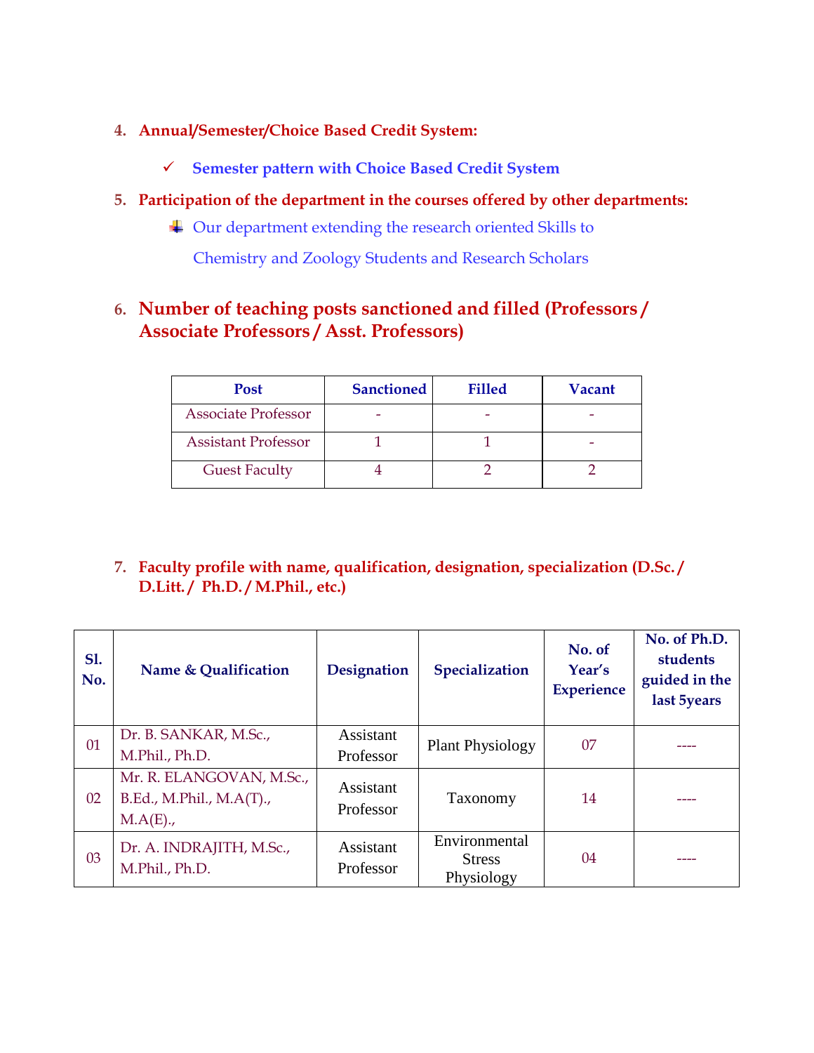4. **Annual/Semester/Choice Based Credit System:**

   - ✓ **Semester pattern with Choice Based Credit System**

5. **Participation of the department in the courses offered by other departments:**

   - Our department extending the research oriented Skills to Chemistry and Zoology Students and Research Scholars

## 6. Number of teaching posts sanctioned and filled (Professors / Associate Professors / Asst. Professors)

| Post | Sanctioned | Filled | Vacant |
|---|---|---|---|
| Associate Professor | - | - | - |
| Assistant Professor | 1 | 1 | - |
| Guest Faculty | 4 | 2 | 2 |

7. **Faculty profile with name, qualification, designation, specialization (D.Sc. / D.Litt. / Ph.D. / M.Phil., etc.)**

| Sl. No. | Name & Qualification | Designation | Specialization | No. of Year's Experience | No. of Ph.D. students guided in the last 5years |
|---|---|---|---|---|---|
| 01 | Dr. B. SANKAR, M.Sc., M.Phil., Ph.D. | Assistant Professor | Plant Physiology | 07 | ---- |
| 02 | Mr. R. ELANGOVAN, M.Sc., B.Ed., M.Phil., M.A(T)., M.A(E)., | Assistant Professor | Taxonomy | 14 | ---- |
| 03 | Dr. A. INDRAJITH, M.Sc., M.Phil., Ph.D. | Assistant Professor | Environmental Stress Physiology | 04 | ---- |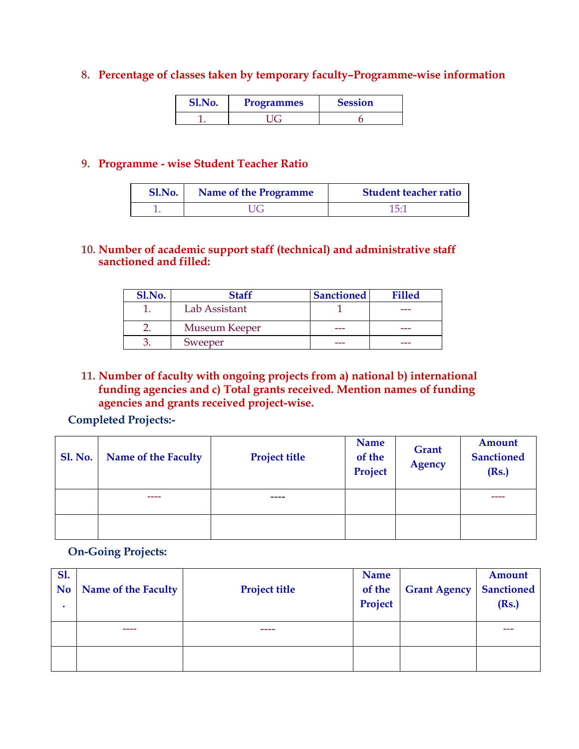8. **Percentage of classes taken by temporary faculty–Programme-wise information**

| Sl.No. | Programmes | Session |
|---|---|---|
| 1. | UG | 6 |

9. **Programme - wise Student Teacher Ratio**

| Sl.No. | Name of the Programme | Student teacher ratio |
|---|---|---|
| 1. | UG | 15:1 |

10. **Number of academic support staff (technical) and administrative staff sanctioned and filled:**

| Sl.No. | Staff | Sanctioned | Filled |
|---|---|---|---|
| 1. | Lab Assistant | 1 | --- |
| 2. | Museum Keeper | --- | --- |
| 3. | Sweeper | --- | --- |

11. **Number of faculty with ongoing projects from a) national b) international funding agencies and c) Total grants received. Mention names of funding agencies and grants received project-wise.**

**Completed Projects:-**

| Sl. No. | Name of the Faculty | Project title | Name of the Project | Grant Agency | Amount Sanctioned (Rs.) |
|---|---|---|---|---|---|
| | ---- | ---- | | | ---- |
| | | | | | |

**On-Going Projects:**

| Sl. No. | Name of the Faculty | Project title | Name of the Project | Grant Agency | Amount Sanctioned (Rs.) |
|---|---|---|---|---|---|
| | ---- | ---- | | | --- |
| | | | | | |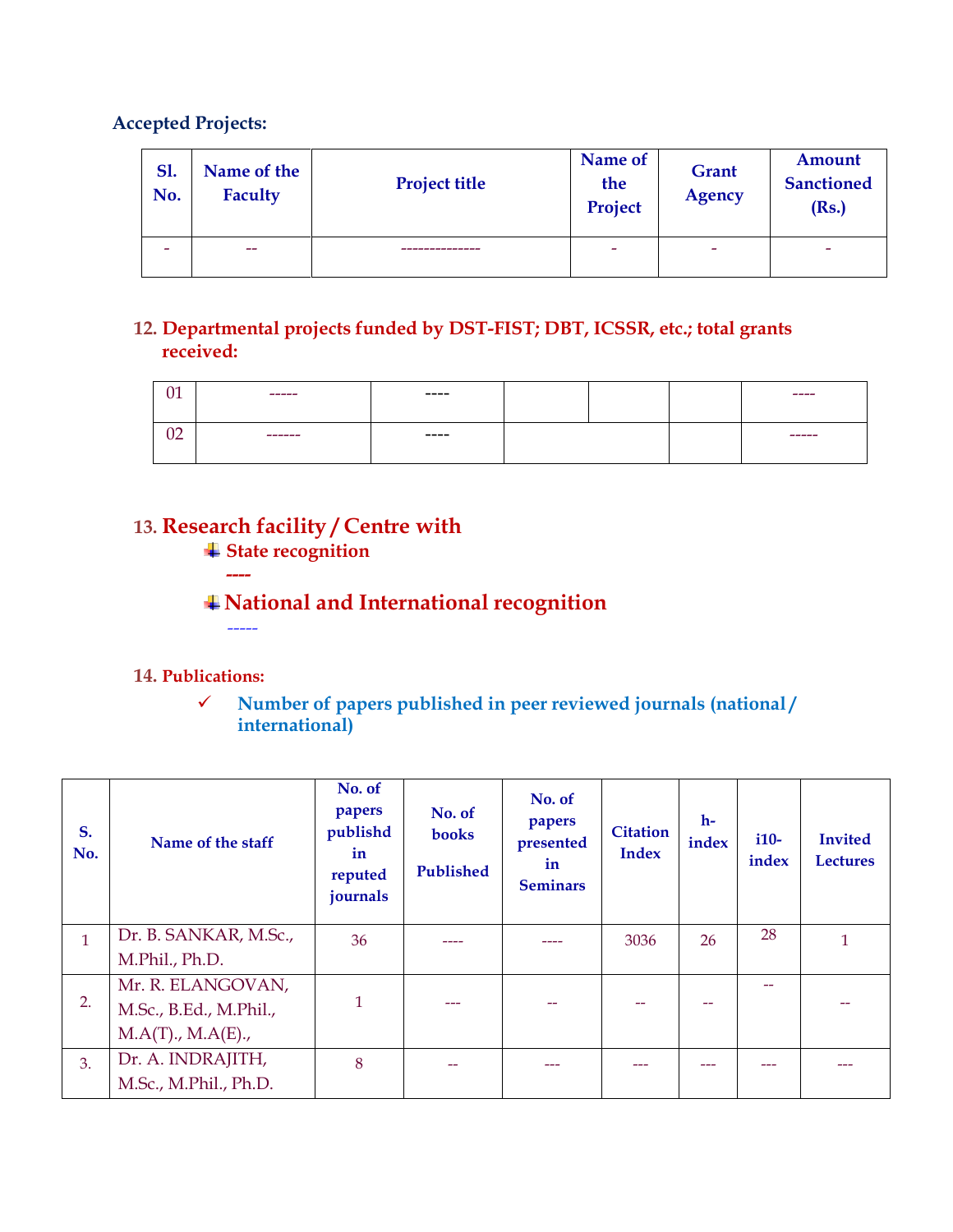**Accepted Projects:**

| Sl. No. | Name of the Faculty | Project title | Name of the Project | Grant Agency | Amount Sanctioned (Rs.) |
|---|---|---|---|---|---|
| - | -- | -------------- | - | - | - |

**12. Departmental projects funded by DST-FIST; DBT, ICSSR, etc.; total grants received:**

| | | | | | | |
|---|---|---|---|---|---|---|
| 01 | ----- | ---- | | | | ---- |
| 02 | ------ | ---- | | | | ----- |

## 13. Research facility / Centre with

- **State recognition**

  ----

- **National and International recognition**

  -----

**14. Publications:**

✓ **Number of papers published in peer reviewed journals (national / international)**

| S. No. | Name of the staff | No. of papers publishd in reputed journals | No. of books Published | No. of papers presented in Seminars | Citation Index | h-index | i10-index | Invited Lectures |
|---|---|---|---|---|---|---|---|---|
| 1 | Dr. B. SANKAR, M.Sc., M.Phil., Ph.D. | 36 | ---- | ---- | 3036 | 26 | 28 | 1 |
| 2. | Mr. R. ELANGOVAN, M.Sc., B.Ed., M.Phil., M.A(T)., M.A(E)., | 1 | --- | -- | -- | -- | -- | -- |
| 3. | Dr. A. INDRAJITH, M.Sc., M.Phil., Ph.D. | 8 | -- | --- | --- | --- | --- | --- |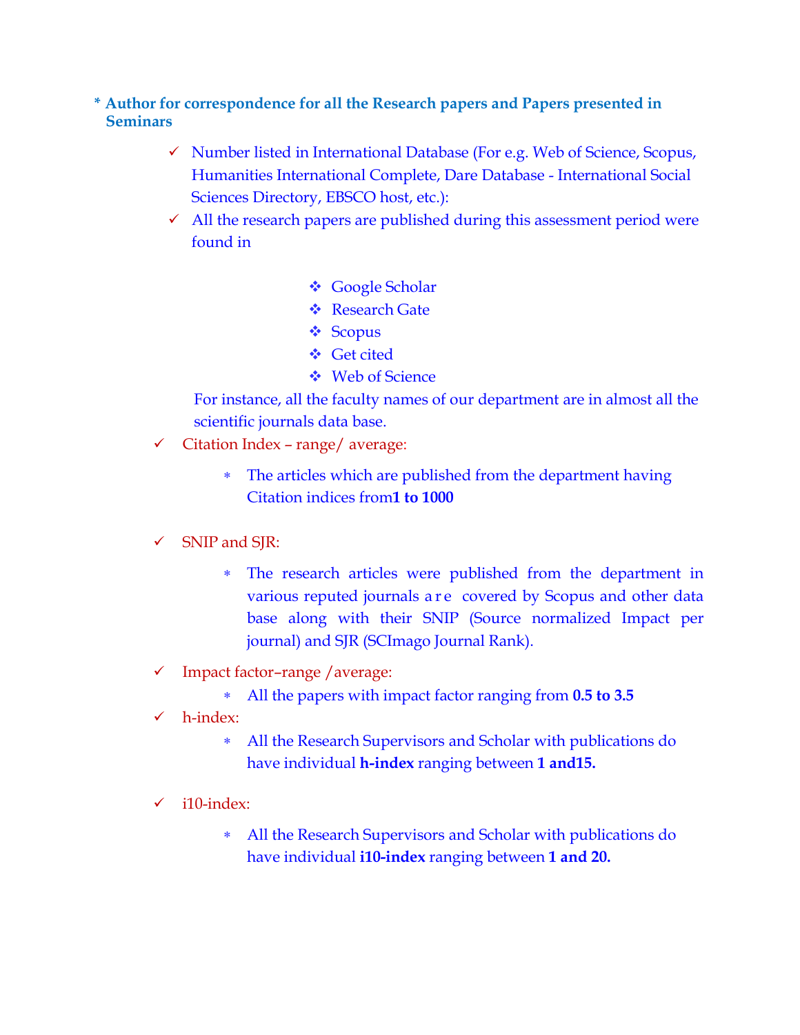**\* Author for correspondence for all the Research papers and Papers presented in Seminars**

- ✓ Number listed in International Database (For e.g. Web of Science, Scopus, Humanities International Complete, Dare Database - International Social Sciences Directory, EBSCO host, etc.):
- ✓ All the research papers are published during this assessment period were found in

    - ❖ Google Scholar
    - ❖ Research Gate
    - ❖ Scopus
    - ❖ Get cited
    - ❖ Web of Science

  For instance, all the faculty names of our department are in almost all the scientific journals data base.

- ✓ Citation Index – range/ average:
    - ∗ The articles which are published from the department having Citation indices from**1 to 1000**

- ✓ SNIP and SJR:
    - ∗ The research articles were published from the department in various reputed journals are covered by Scopus and other data base along with their SNIP (Source normalized Impact per journal) and SJR (SCImago Journal Rank).

- ✓ Impact factor–range /average:
    - ∗ All the papers with impact factor ranging from **0.5 to 3.5**

- ✓ h-index:
    - ∗ All the Research Supervisors and Scholar with publications do have individual **h-index** ranging between **1 and15.**

- ✓ i10-index:
    - ∗ All the Research Supervisors and Scholar with publications do have individual **i10-index** ranging between **1 and 20.**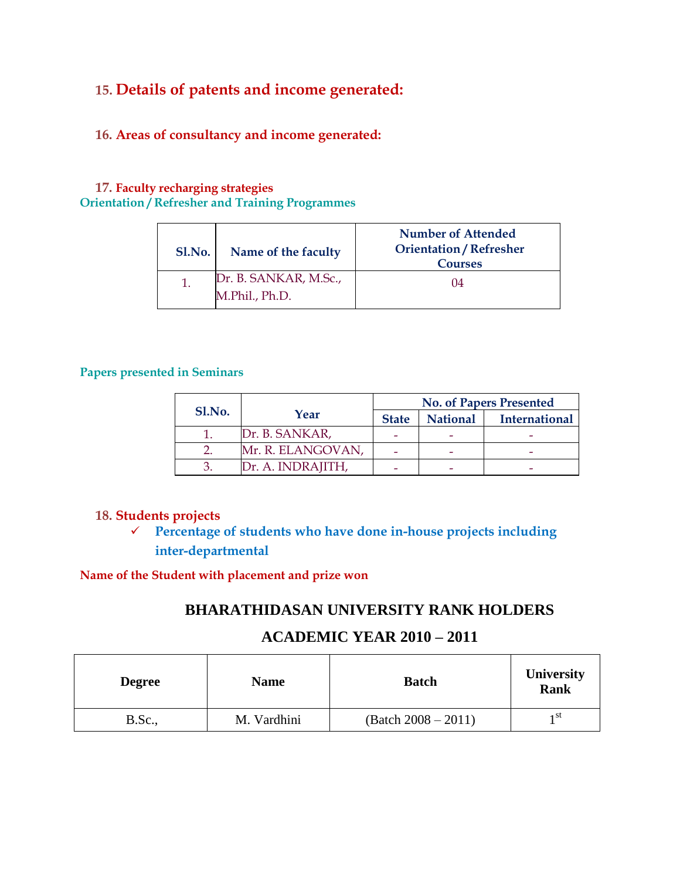## 15. Details of patents and income generated:

## 16. Areas of consultancy and income generated:

## 17. Faculty recharging strategies

**Orientation / Refresher and Training Programmes**

| Sl.No. | Name of the faculty | Number of Attended Orientation / Refresher Courses |
|---|---|---|
| 1. | Dr. B. SANKAR, M.Sc., M.Phil., Ph.D. | 04 |

**Papers presented in Seminars**

| Sl.No. | Year | No. of Papers Presented | | |
|---|---|---|---|---|
| | | State | National | International |
| 1. | Dr. B. SANKAR, | - | - | - |
| 2. | Mr. R. ELANGOVAN, | - | - | - |
| 3. | Dr. A. INDRAJITH, | - | - | - |

## 18. Students projects

- ✓ **Percentage of students who have done in-house projects including inter-departmental**

**Name of the Student with placement and prize won**

**BHARATHIDASAN UNIVERSITY RANK HOLDERS**

**ACADEMIC YEAR 2010 – 2011**

| Degree | Name | Batch | University Rank |
|---|---|---|---|
| B.Sc., | M. Vardhini | (Batch 2008 – 2011) | 1st |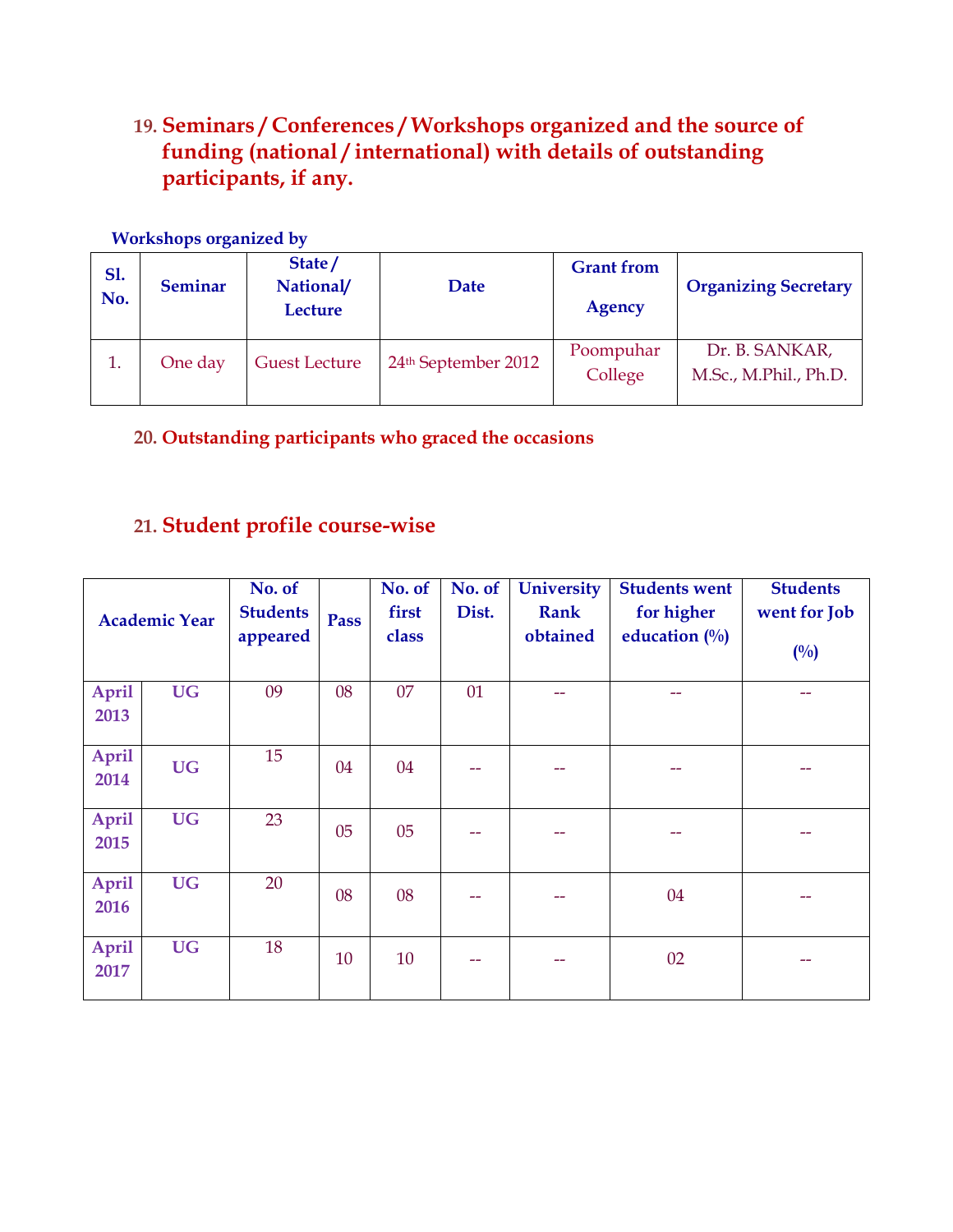## 19. Seminars / Conferences / Workshops organized and the source of funding (national / international) with details of outstanding participants, if any.

**Workshops organized by**

| Sl. No. | Seminar | State / National/ Lecture | Date | Grant from Agency | Organizing Secretary |
|---|---|---|---|---|---|
| 1. | One day | Guest Lecture | 24th September 2012 | Poompuhar College | Dr. B. SANKAR, M.Sc., M.Phil., Ph.D. |

## 20. Outstanding participants who graced the occasions

## 21. Student profile course-wise

| Academic Year | | No. of Students appeared | Pass | No. of first class | No. of Dist. | University Rank obtained | Students went for higher education (%) | Students went for Job (%) |
|---|---|---|---|---|---|---|---|---|
| April 2013 | UG | 09 | 08 | 07 | 01 | -- | -- | -- |
| April 2014 | UG | 15 | 04 | 04 | -- | -- | -- | -- |
| April 2015 | UG | 23 | 05 | 05 | -- | -- | -- | -- |
| April 2016 | UG | 20 | 08 | 08 | -- | -- | 04 | -- |
| April 2017 | UG | 18 | 10 | 10 | -- | -- | 02 | -- |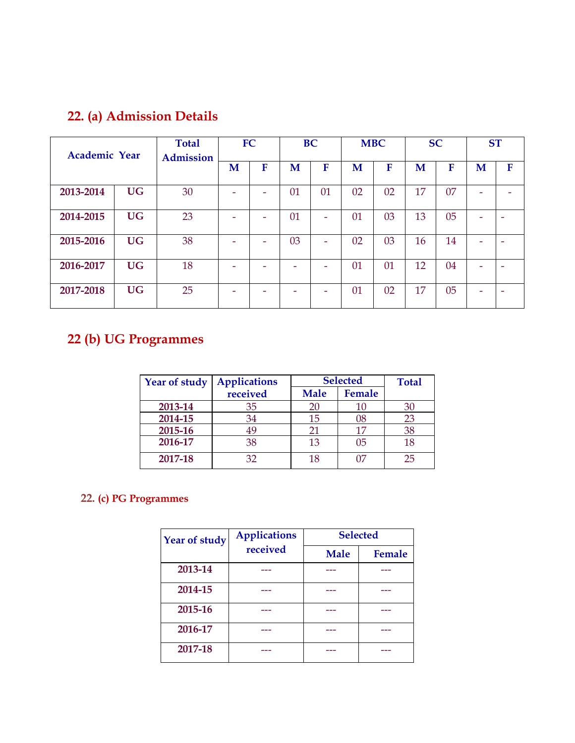## 22. (a) Admission Details

| Academic Year | | Total Admission | FC | | BC | | MBC | | SC | | ST | |
|---|---|---|---|---|---|---|---|---|---|---|---|---|
| | | | M | F | M | F | M | F | M | F | M | F |
| 2013-2014 | UG | 30 | - | - | 01 | 01 | 02 | 02 | 17 | 07 | - | - |
| 2014-2015 | UG | 23 | - | - | 01 | - | 01 | 03 | 13 | 05 | - | - |
| 2015-2016 | UG | 38 | - | - | 03 | - | 02 | 03 | 16 | 14 | - | - |
| 2016-2017 | UG | 18 | - | - | - | - | 01 | 01 | 12 | 04 | - | - |
| 2017-2018 | UG | 25 | - | - | - | - | 01 | 02 | 17 | 05 | - | - |

## 22 (b) UG Programmes

| Year of study | Applications received | Selected | | Total |
|---|---|---|---|---|
| | | Male | Female | |
| 2013-14 | 35 | 20 | 10 | 30 |
| 2014-15 | 34 | 15 | 08 | 23 |
| 2015-16 | 49 | 21 | 17 | 38 |
| 2016-17 | 38 | 13 | 05 | 18 |
| 2017-18 | 32 | 18 | 07 | 25 |

### 22. (c) PG Programmes

| Year of study | Applications received | Selected | |
|---|---|---|---|
| | | Male | Female |
| 2013-14 | --- | --- | --- |
| 2014-15 | --- | --- | --- |
| 2015-16 | --- | --- | --- |
| 2016-17 | --- | --- | --- |
| 2017-18 | --- | --- | --- |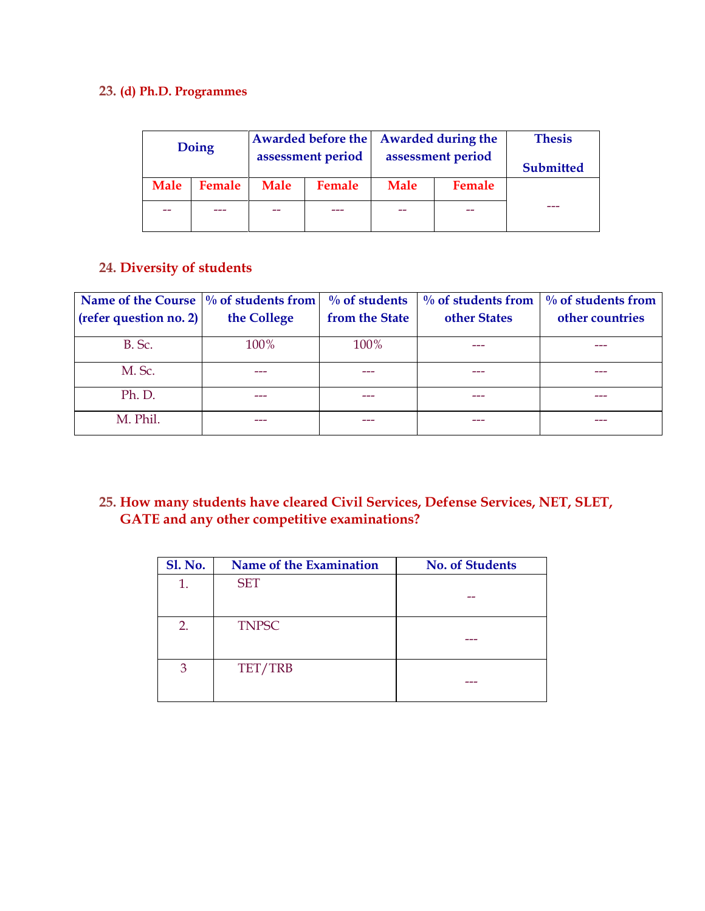### 23. (d) Ph.D. Programmes

| Doing | | Awarded before the assessment period | | Awarded during the assessment period | | Thesis Submitted |
|---|---|---|---|---|---|---|
| Male | Female | Male | Female | Male | Female | |
| -- | --- | -- | --- | -- | -- | --- |

### 24. Diversity of students

| Name of the Course (refer question no. 2) | % of students from the College | % of students from the State | % of students from other States | % of students from other countries |
|---|---|---|---|---|
| B. Sc. | 100% | 100% | --- | --- |
| M. Sc. | --- | --- | --- | --- |
| Ph. D. | --- | --- | --- | --- |
| M. Phil. | --- | --- | --- | --- |

### 25. How many students have cleared Civil Services, Defense Services, NET, SLET, GATE and any other competitive examinations?

| Sl. No. | Name of the Examination | No. of Students |
|---|---|---|
| 1. | SET | -- |
| 2. | TNPSC | --- |
| 3 | TET/TRB | --- |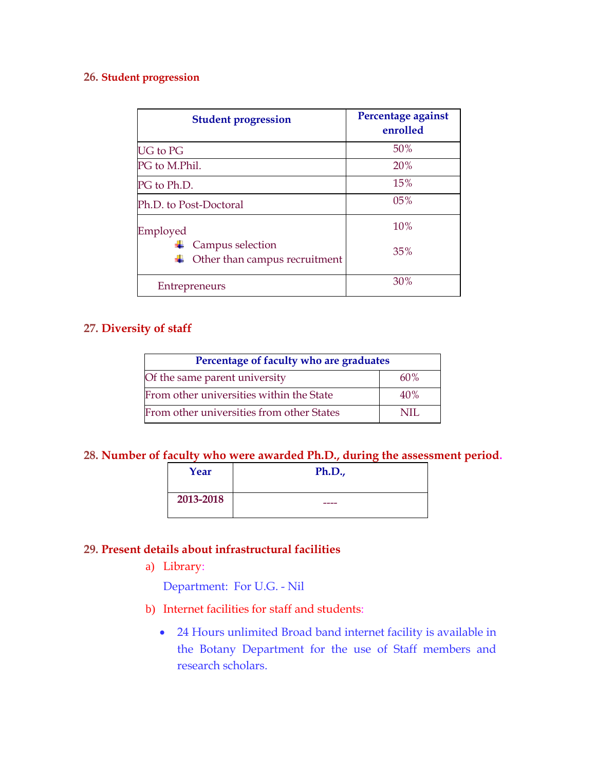## 26. Student progression

| Student progression | Percentage against enrolled |
|---|---|
| UG to PG | 50% |
| PG to M.Phil. | 20% |
| PG to Ph.D. | 15% |
| Ph.D. to Post-Doctoral | 05% |
| Employed<br>- Campus selection<br>- Other than campus recruitment | 10%<br>35% |
| Entrepreneurs | 30% |

## 27. Diversity of staff

| Percentage of faculty who are graduates | |
|---|---|
| Of the same parent university | 60% |
| From other universities within the State | 40% |
| From other universities from other States | NIL |

## 28. Number of faculty who were awarded Ph.D., during the assessment period.

| Year | Ph.D., |
|---|---|
| **2013-2018** | ---- |

## 29. Present details about infrastructural facilities

a) Library:

Department: For U.G. - Nil

b) Internet facilities for staff and students:

- 24 Hours unlimited Broad band internet facility is available in the Botany Department for the use of Staff members and research scholars.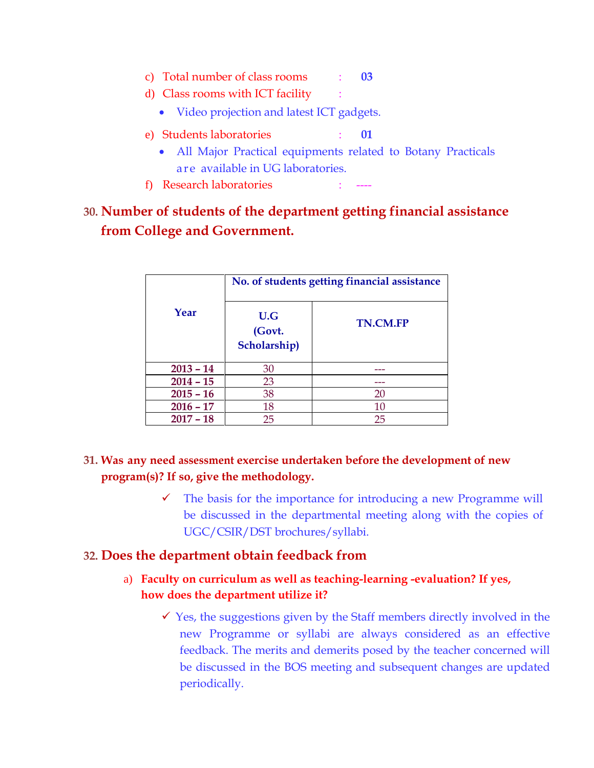c) Total number of class rooms : **03**

d) Class rooms with ICT facility :

- Video projection and latest ICT gadgets.

e) Students laboratories : **01**

- All Major Practical equipments related to Botany Practicals are available in UG laboratories.

f) Research laboratories : ----

## 30. Number of students of the department getting financial assistance from College and Government.

| Year | No. of students getting financial assistance | |
|---|---|---|
| | U.G (Govt. Scholarship) | TN.CM.FP |
| 2013 – 14 | 30 | --- |
| 2014 – 15 | 23 | --- |
| 2015 – 16 | 38 | 20 |
| 2016 – 17 | 18 | 10 |
| 2017 – 18 | 25 | 25 |

## 31. Was any need assessment exercise undertaken before the development of new program(s)? If so, give the methodology.

- ✓ The basis for the importance for introducing a new Programme will be discussed in the departmental meeting along with the copies of UGC/CSIR/DST brochures/syllabi.

## 32. Does the department obtain feedback from

a) **Faculty on curriculum as well as teaching-learning -evaluation? If yes, how does the department utilize it?**

- ✓ Yes, the suggestions given by the Staff members directly involved in the new Programme or syllabi are always considered as an effective feedback. The merits and demerits posed by the teacher concerned will be discussed in the BOS meeting and subsequent changes are updated periodically.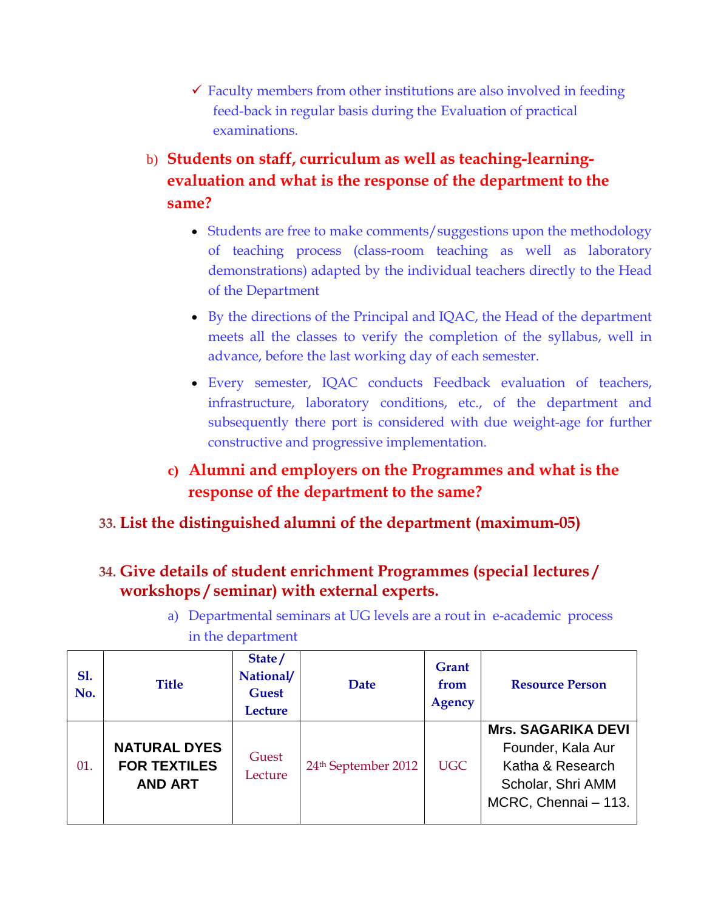- ✓ Faculty members from other institutions are also involved in feeding feed-back in regular basis during the Evaluation of practical examinations.

b) **Students on staff, curriculum as well as teaching-learning-evaluation and what is the response of the department to the same?**

- Students are free to make comments/suggestions upon the methodology of teaching process (class-room teaching as well as laboratory demonstrations) adapted by the individual teachers directly to the Head of the Department
- By the directions of the Principal and IQAC, the Head of the department meets all the classes to verify the completion of the syllabus, well in advance, before the last working day of each semester.
- Every semester, IQAC conducts Feedback evaluation of teachers, infrastructure, laboratory conditions, etc., of the department and subsequently there port is considered with due weight-age for further constructive and progressive implementation.

c) **Alumni and employers on the Programmes and what is the response of the department to the same?**

**33. List the distinguished alumni of the department (maximum-05)**

**34. Give details of student enrichment Programmes (special lectures / workshops / seminar) with external experts.**

a) Departmental seminars at UG levels are a rout in e-academic process in the department

| Sl. No. | Title | State / National/ Guest Lecture | Date | Grant from Agency | Resource Person |
|---|---|---|---|---|---|
| 01. | **NATURAL DYES FOR TEXTILES AND ART** | Guest Lecture | 24th September 2012 | UGC | **Mrs. SAGARIKA DEVI** Founder, Kala Aur Katha & Research Scholar, Shri AMM MCRC, Chennai – 113. |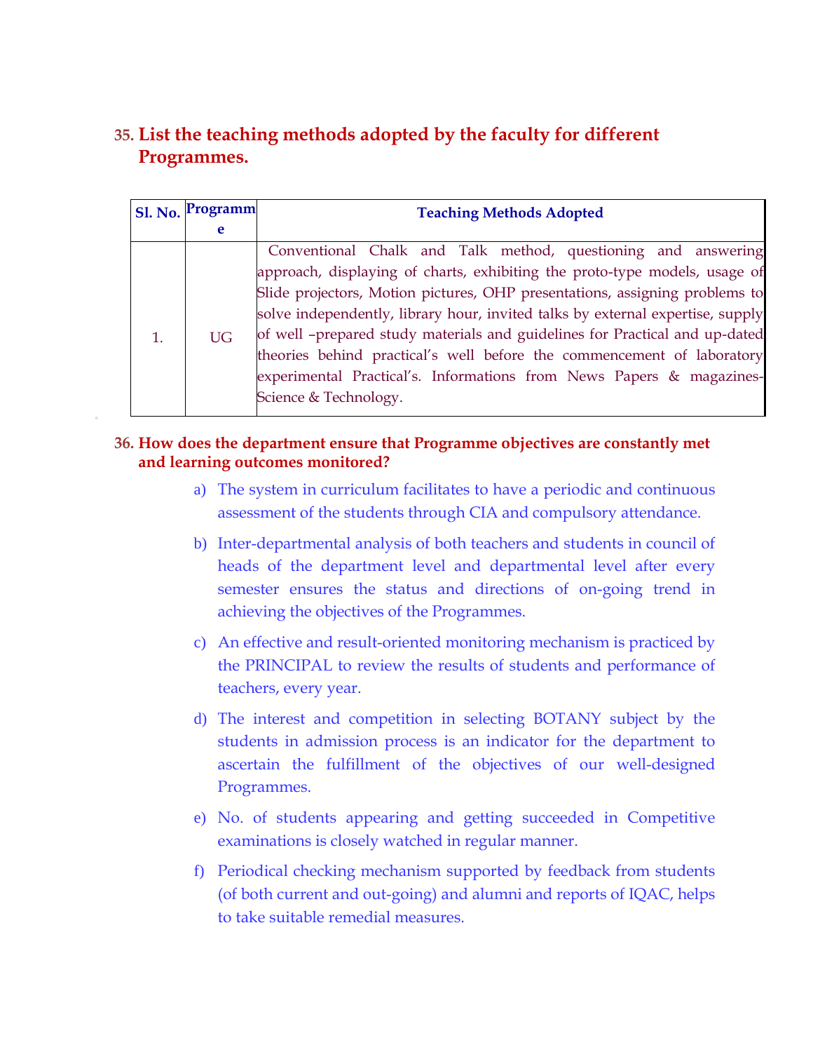## 35. List the teaching methods adopted by the faculty for different Programmes.

| Sl. No. | Programme | Teaching Methods Adopted |
|---|---|---|
| 1. | UG | Conventional Chalk and Talk method, questioning and answering approach, displaying of charts, exhibiting the proto-type models, usage of Slide projectors, Motion pictures, OHP presentations, assigning problems to solve independently, library hour, invited talks by external expertise, supply of well –prepared study materials and guidelines for Practical and up-dated theories behind practical's well before the commencement of laboratory experimental Practical's. Informations from News Papers & magazines-Science & Technology. |

## 36. How does the department ensure that Programme objectives are constantly met and learning outcomes monitored?

a) The system in curriculum facilitates to have a periodic and continuous assessment of the students through CIA and compulsory attendance.

b) Inter-departmental analysis of both teachers and students in council of heads of the department level and departmental level after every semester ensures the status and directions of on-going trend in achieving the objectives of the Programmes.

c) An effective and result-oriented monitoring mechanism is practiced by the PRINCIPAL to review the results of students and performance of teachers, every year.

d) The interest and competition in selecting BOTANY subject by the students in admission process is an indicator for the department to ascertain the fulfillment of the objectives of our well-designed Programmes.

e) No. of students appearing and getting succeeded in Competitive examinations is closely watched in regular manner.

f) Periodical checking mechanism supported by feedback from students (of both current and out-going) and alumni and reports of IQAC, helps to take suitable remedial measures.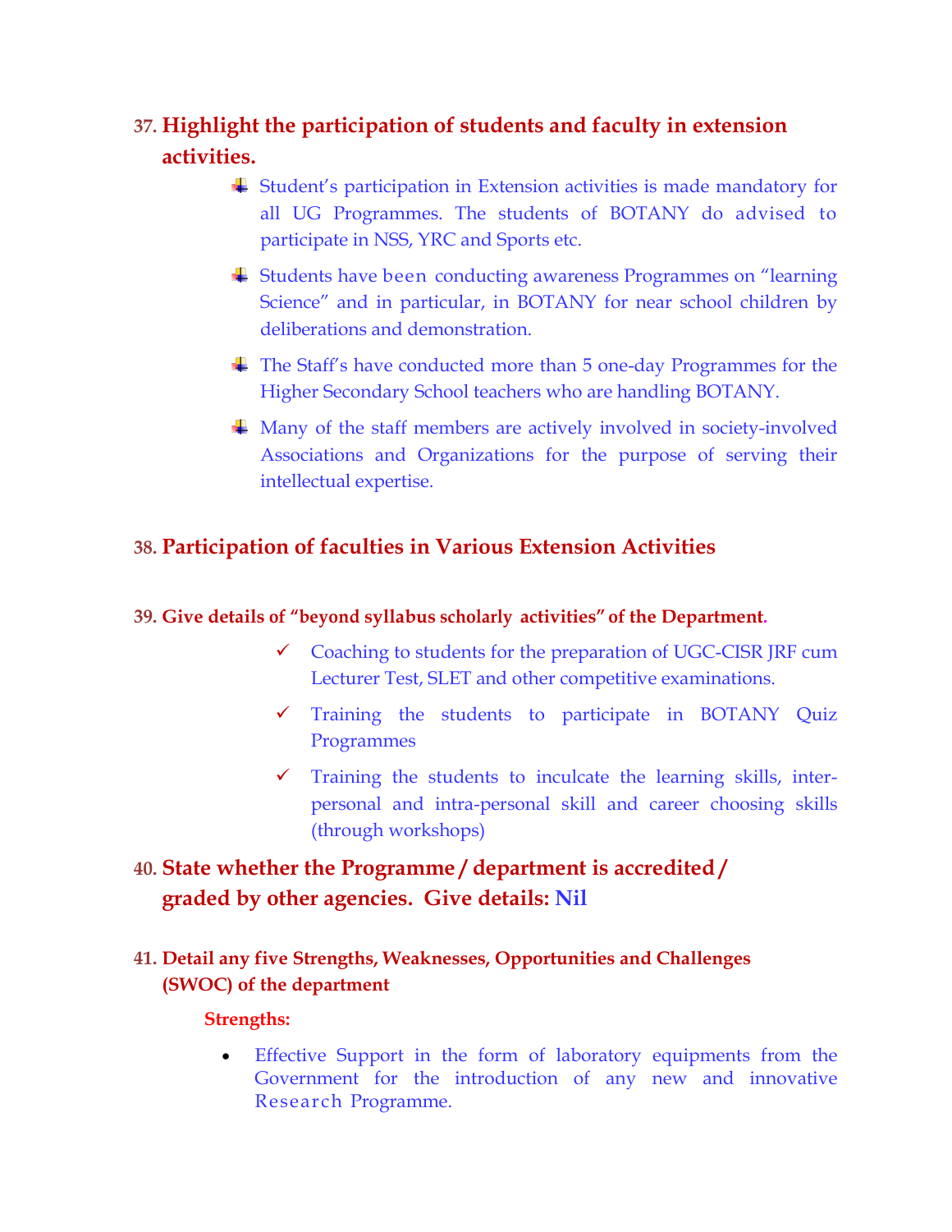## 37. Highlight the participation of students and faculty in extension activities.

- Student's participation in Extension activities is made mandatory for all UG Programmes. The students of BOTANY do advised to participate in NSS, YRC and Sports etc.
- Students have been conducting awareness Programmes on "learning Science" and in particular, in BOTANY for near school children by deliberations and demonstration.
- The Staff's have conducted more than 5 one-day Programmes for the Higher Secondary School teachers who are handling BOTANY.
- Many of the staff members are actively involved in society-involved Associations and Organizations for the purpose of serving their intellectual expertise.

## 38. Participation of faculties in Various Extension Activities

### 39. Give details of "beyond syllabus scholarly activities" of the Department.

- ✓ Coaching to students for the preparation of UGC-CISR JRF cum Lecturer Test, SLET and other competitive examinations.
- ✓ Training the students to participate in BOTANY Quiz Programmes
- ✓ Training the students to inculcate the learning skills, inter-personal and intra-personal skill and career choosing skills (through workshops)

## 40. State whether the Programme / department is accredited / graded by other agencies. Give details: Nil

### 41. Detail any five Strengths, Weaknesses, Opportunities and Challenges (SWOC) of the department

**Strengths:**

- Effective Support in the form of laboratory equipments from the Government for the introduction of any new and innovative Research Programme.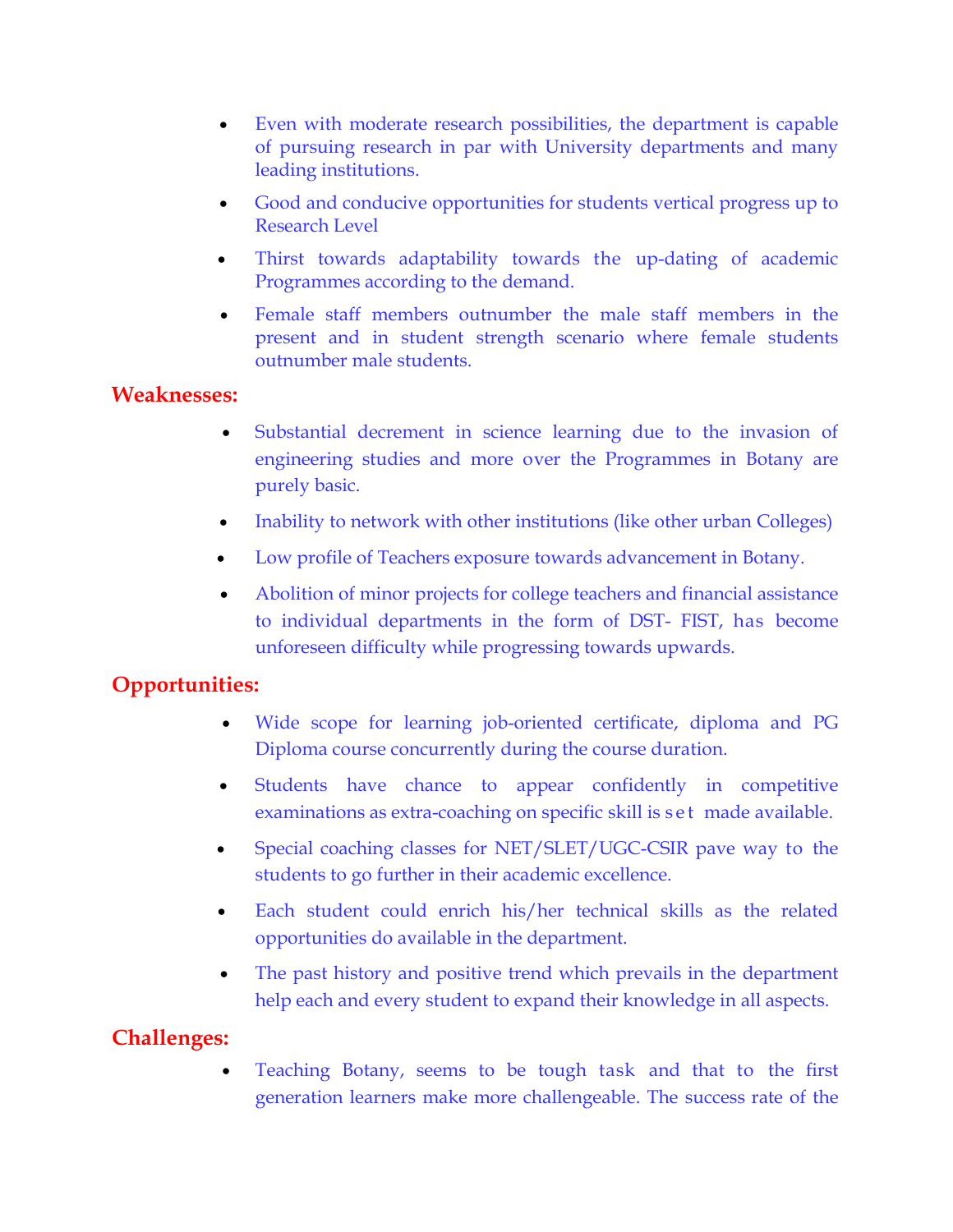- Even with moderate research possibilities, the department is capable of pursuing research in par with University departments and many leading institutions.
- Good and conducive opportunities for students vertical progress up to Research Level
- Thirst towards adaptability towards the up-dating of academic Programmes according to the demand.
- Female staff members outnumber the male staff members in the present and in student strength scenario where female students outnumber male students.

## Weaknesses:

- Substantial decrement in science learning due to the invasion of engineering studies and more over the Programmes in Botany are purely basic.
- Inability to network with other institutions (like other urban Colleges)
- Low profile of Teachers exposure towards advancement in Botany.
- Abolition of minor projects for college teachers and financial assistance to individual departments in the form of DST- FIST, has become unforeseen difficulty while progressing towards upwards.

## Opportunities:

- Wide scope for learning job-oriented certificate, diploma and PG Diploma course concurrently during the course duration.
- Students have chance to appear confidently in competitive examinations as extra-coaching on specific skill is set made available.
- Special coaching classes for NET/SLET/UGC-CSIR pave way to the students to go further in their academic excellence.
- Each student could enrich his/her technical skills as the related opportunities do available in the department.
- The past history and positive trend which prevails in the department help each and every student to expand their knowledge in all aspects.

## Challenges:

- Teaching Botany, seems to be tough task and that to the first generation learners make more challengeable. The success rate of the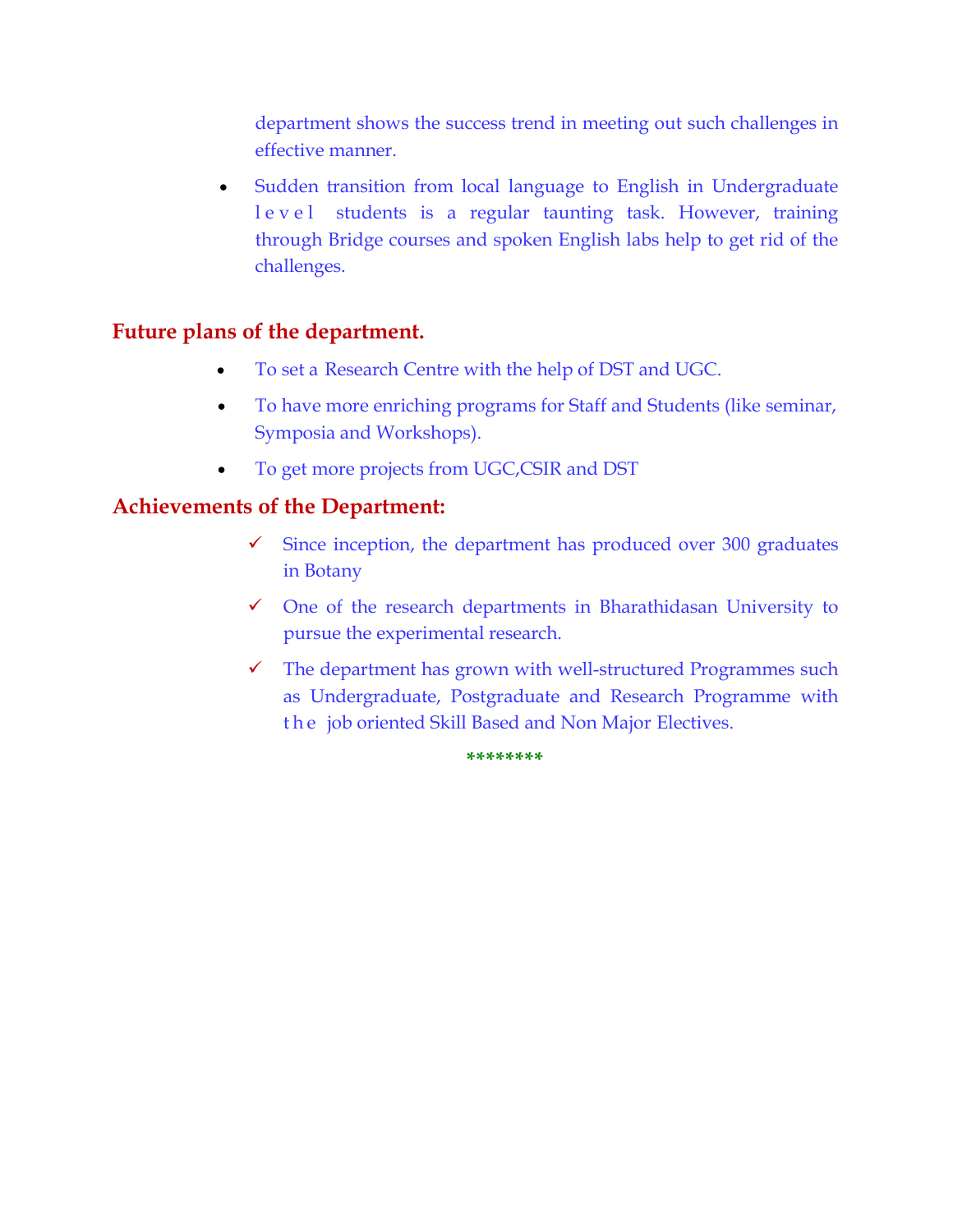department shows the success trend in meeting out such challenges in effective manner.

- Sudden transition from local language to English in Undergraduate level students is a regular taunting task. However, training through Bridge courses and spoken English labs help to get rid of the challenges.

## Future plans of the department.

- To set a Research Centre with the help of DST and UGC.
- To have more enriching programs for Staff and Students (like seminar, Symposia and Workshops).
- To get more projects from UGC,CSIR and DST

## Achievements of the Department:

- ✓ Since inception, the department has produced over 300 graduates in Botany
- ✓ One of the research departments in Bharathidasan University to pursue the experimental research.
- ✓ The department has grown with well-structured Programmes such as Undergraduate, Postgraduate and Research Programme with the job oriented Skill Based and Non Major Electives.

********